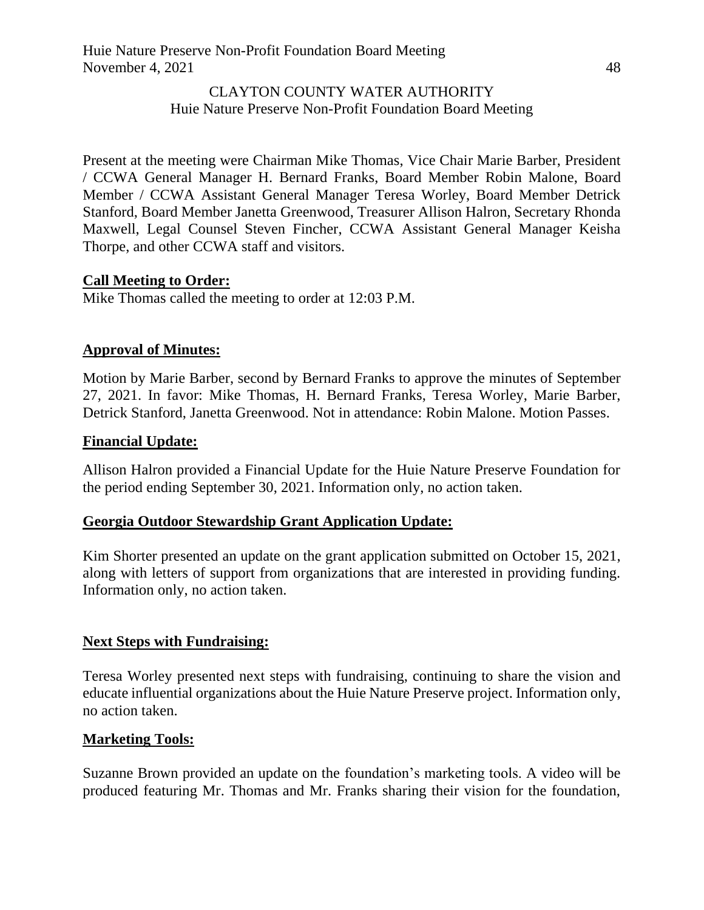CLAYTON COUNTY WATER AUTHORITY
Huie Nature Preserve Non-Profit Foundation Board Meeting

Present at the meeting were Chairman Mike Thomas, Vice Chair Marie Barber, President / CCWA General Manager H. Bernard Franks, Board Member Robin Malone, Board Member / CCWA Assistant General Manager Teresa Worley, Board Member Detrick Stanford, Board Member Janetta Greenwood, Treasurer Allison Halron, Secretary Rhonda Maxwell, Legal Counsel Steven Fincher, CCWA Assistant General Manager Keisha Thorpe, and other CCWA staff and visitors.

**Call Meeting to Order:**

Mike Thomas called the meeting to order at 12:03 P.M.

**Approval of Minutes:**

Motion by Marie Barber, second by Bernard Franks to approve the minutes of September 27, 2021. In favor: Mike Thomas, H. Bernard Franks, Teresa Worley, Marie Barber, Detrick Stanford, Janetta Greenwood. Not in attendance: Robin Malone. Motion Passes.

**Financial Update:**

Allison Halron provided a Financial Update for the Huie Nature Preserve Foundation for the period ending September 30, 2021. Information only, no action taken.

**Georgia Outdoor Stewardship Grant Application Update:**

Kim Shorter presented an update on the grant application submitted on October 15, 2021, along with letters of support from organizations that are interested in providing funding. Information only, no action taken.

**Next Steps with Fundraising:**

Teresa Worley presented next steps with fundraising, continuing to share the vision and educate influential organizations about the Huie Nature Preserve project. Information only, no action taken.

**Marketing Tools:**

Suzanne Brown provided an update on the foundation's marketing tools. A video will be produced featuring Mr. Thomas and Mr. Franks sharing their vision for the foundation,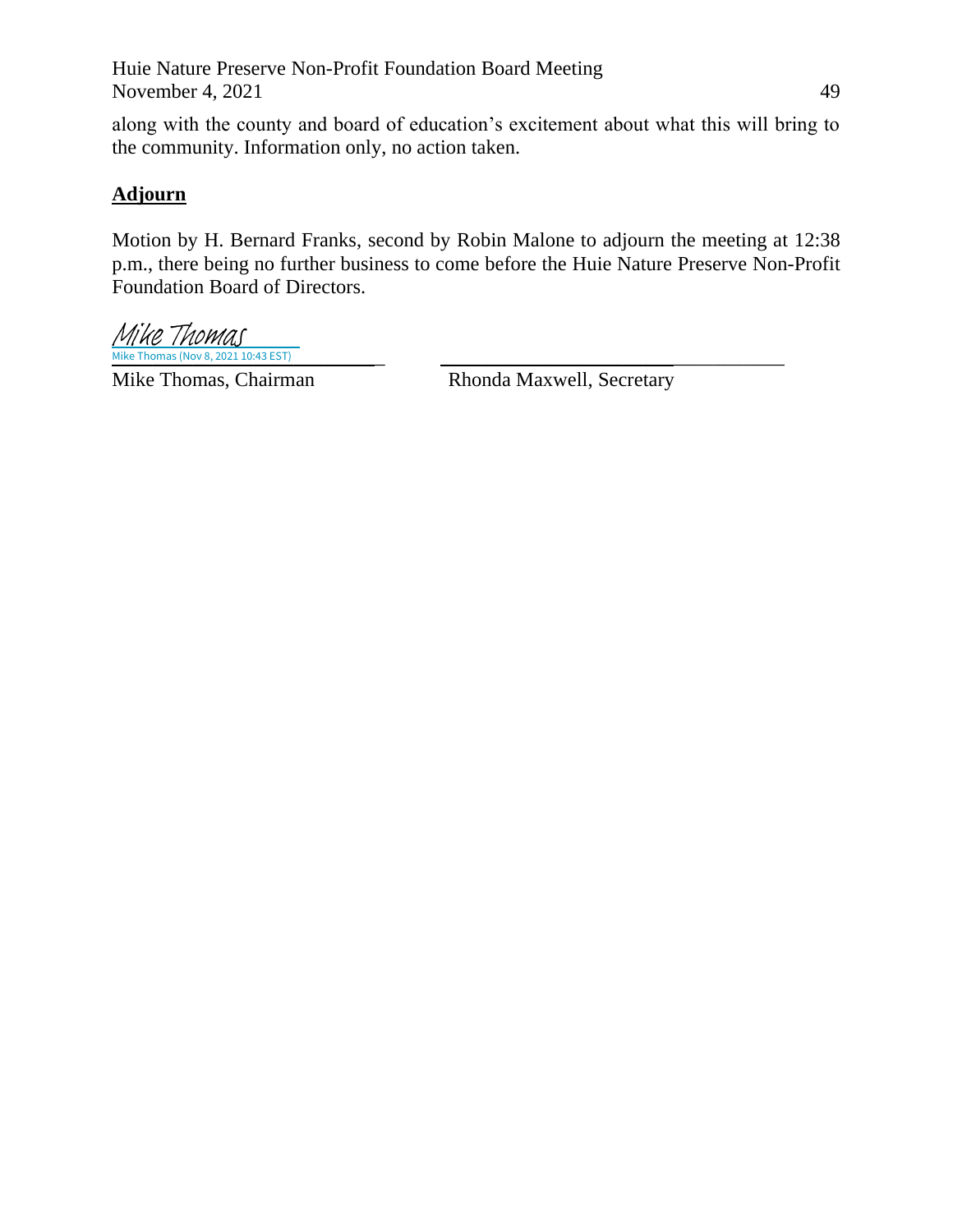along with the county and board of education's excitement about what this will bring to the community. Information only, no action taken.

## **Adjourn**

Motion by H. Bernard Franks, second by Robin Malone to adjourn the meeting at 12:38 p.m., there being no further business to come before the Huie Nature Preserve Non-Profit Foundation Board of Directors.

Mike Thomas
Mike Thomas (Nov 8, 2021 10:43 EST)

Mike Thomas, Chairman

Rhonda Maxwell, Secretary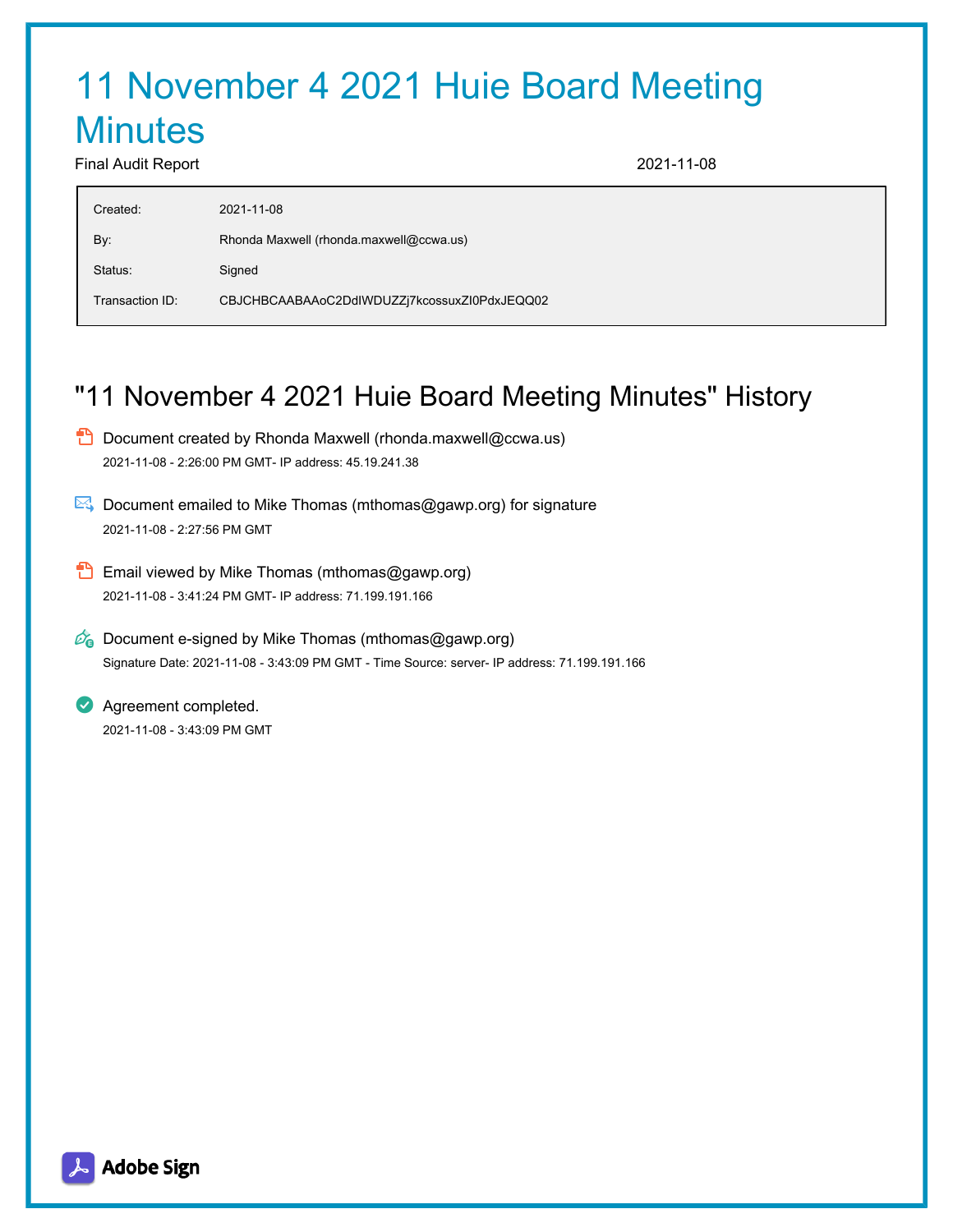# 11 November 4 2021 Huie Board Meeting Minutes

Final Audit Report 2021-11-08

| | |
|---|---|
| Created: | 2021-11-08 |
| By: | Rhonda Maxwell (rhonda.maxwell@ccwa.us) |
| Status: | Signed |
| Transaction ID: | CBJCHBCAABAAoC2DdIWDUZZj7kcossuxZI0PdxJEQQ02 |

## "11 November 4 2021 Huie Board Meeting Minutes" History

- Document created by Rhonda Maxwell (rhonda.maxwell@ccwa.us)
  2021-11-08 - 2:26:00 PM GMT- IP address: 45.19.241.38

- Document emailed to Mike Thomas (mthomas@gawp.org) for signature
  2021-11-08 - 2:27:56 PM GMT

- Email viewed by Mike Thomas (mthomas@gawp.org)
  2021-11-08 - 3:41:24 PM GMT- IP address: 71.199.191.166

- Document e-signed by Mike Thomas (mthomas@gawp.org)
  Signature Date: 2021-11-08 - 3:43:09 PM GMT - Time Source: server- IP address: 71.199.191.166

- Agreement completed.
  2021-11-08 - 3:43:09 PM GMT

Adobe Sign